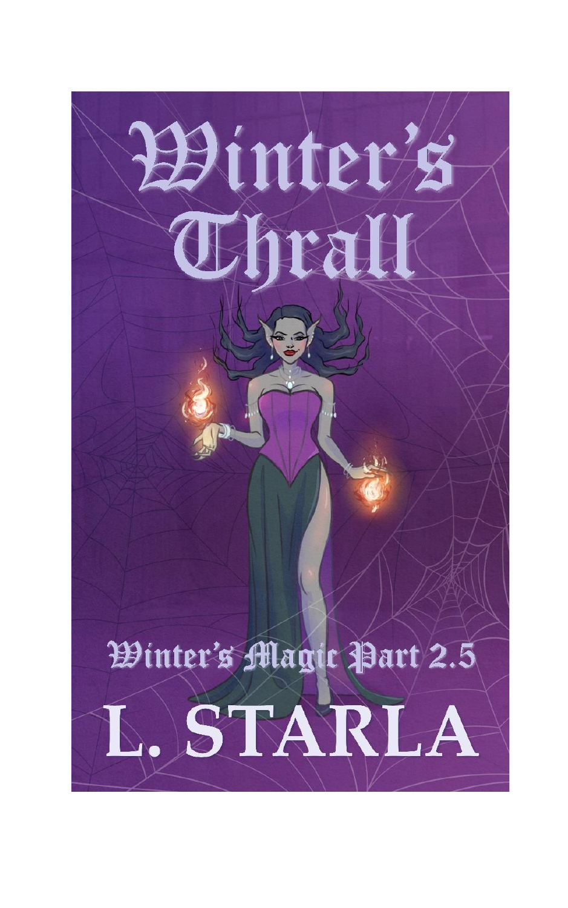# Winter's Thrall

Winter's Magic Part 2.5

L. STARLA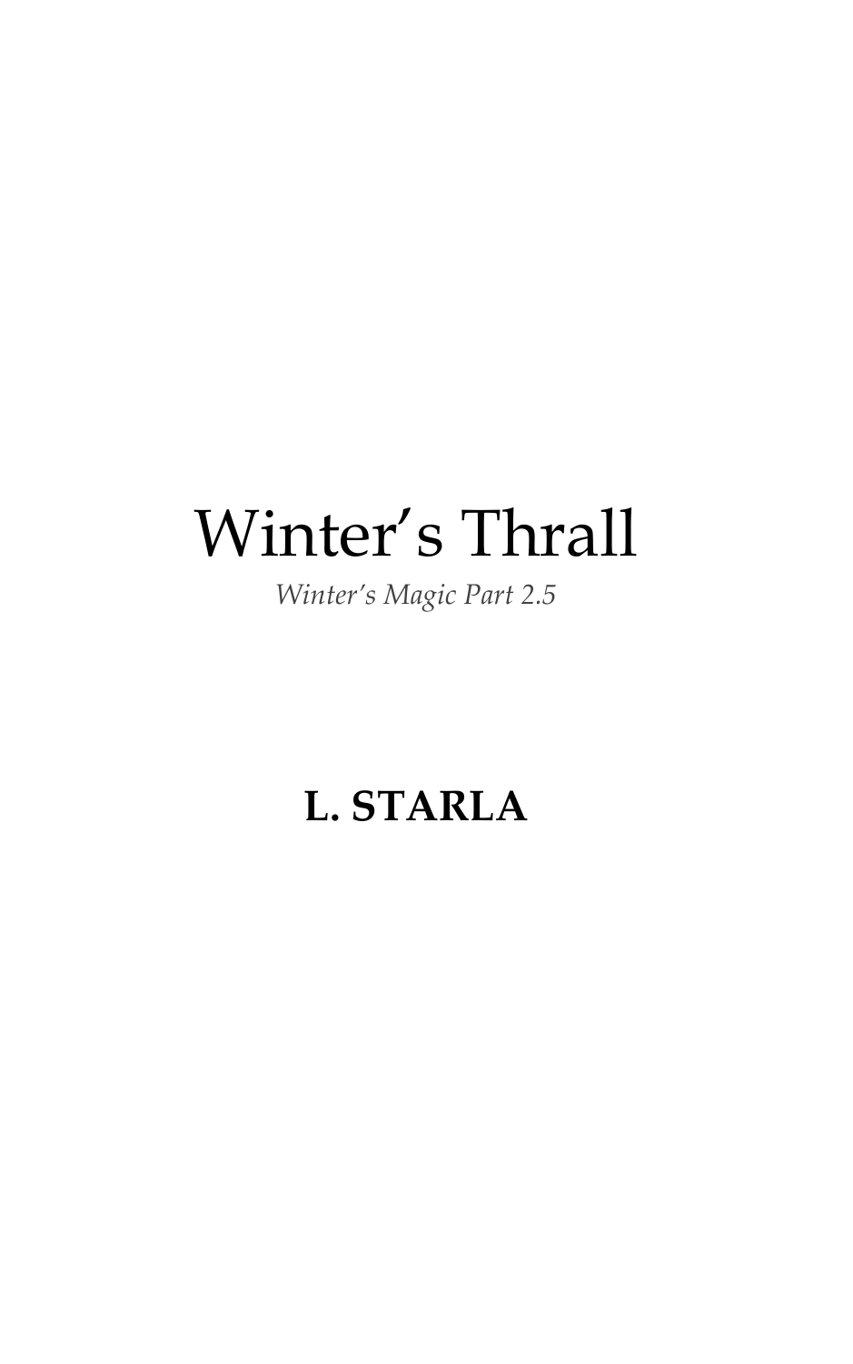# Winter's Thrall

*Winter's Magic Part 2.5*

**L. STARLA**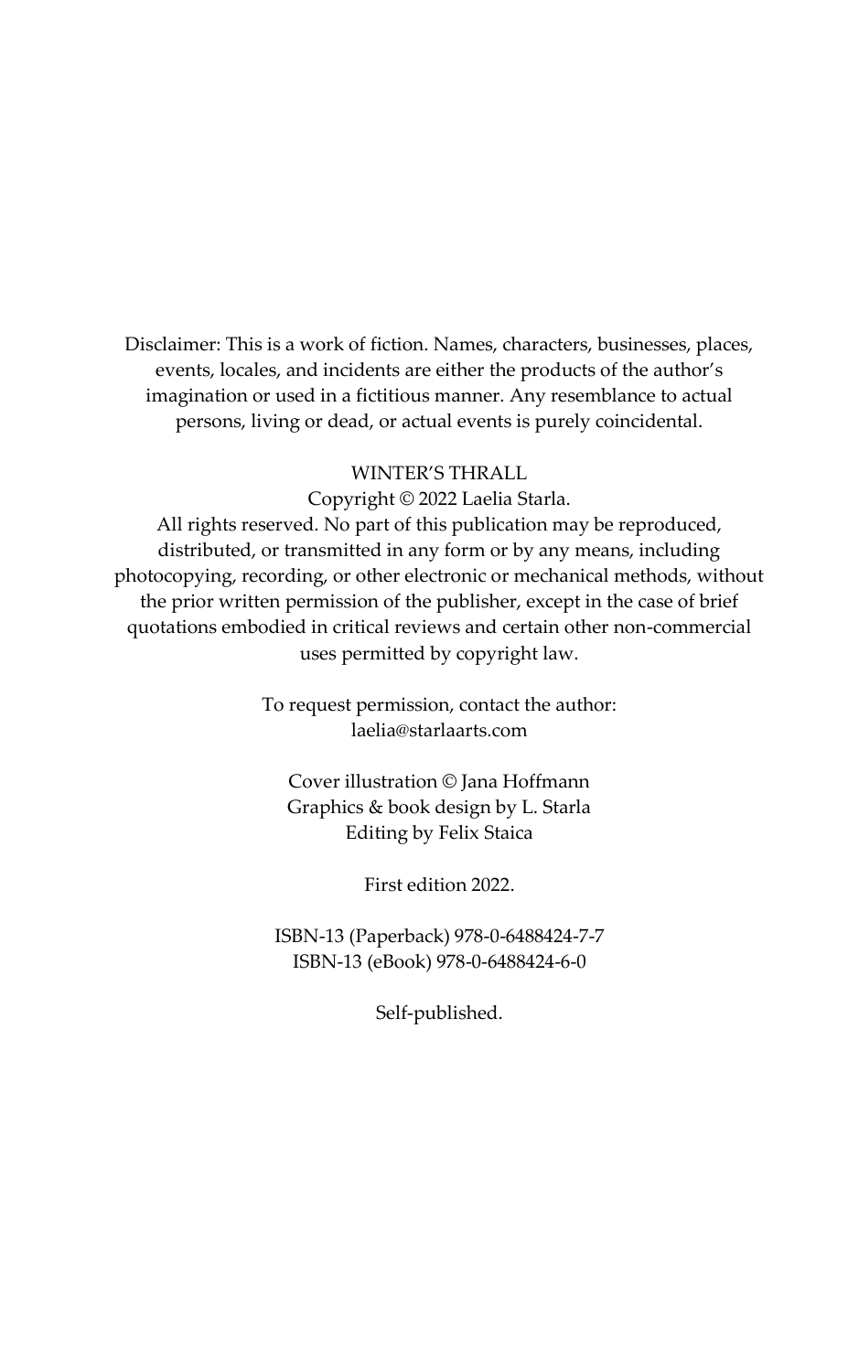Disclaimer: This is a work of fiction. Names, characters, businesses, places, events, locales, and incidents are either the products of the author's imagination or used in a fictitious manner. Any resemblance to actual persons, living or dead, or actual events is purely coincidental.

WINTER'S THRALL

Copyright © 2022 Laelia Starla.

All rights reserved. No part of this publication may be reproduced, distributed, or transmitted in any form or by any means, including photocopying, recording, or other electronic or mechanical methods, without the prior written permission of the publisher, except in the case of brief quotations embodied in critical reviews and certain other non-commercial uses permitted by copyright law.

To request permission, contact the author:
laelia@starlaarts.com

Cover illustration © Jana Hoffmann
Graphics & book design by L. Starla
Editing by Felix Staica

First edition 2022.

ISBN-13 (Paperback) 978-0-6488424-7-7
ISBN-13 (eBook) 978-0-6488424-6-0

Self-published.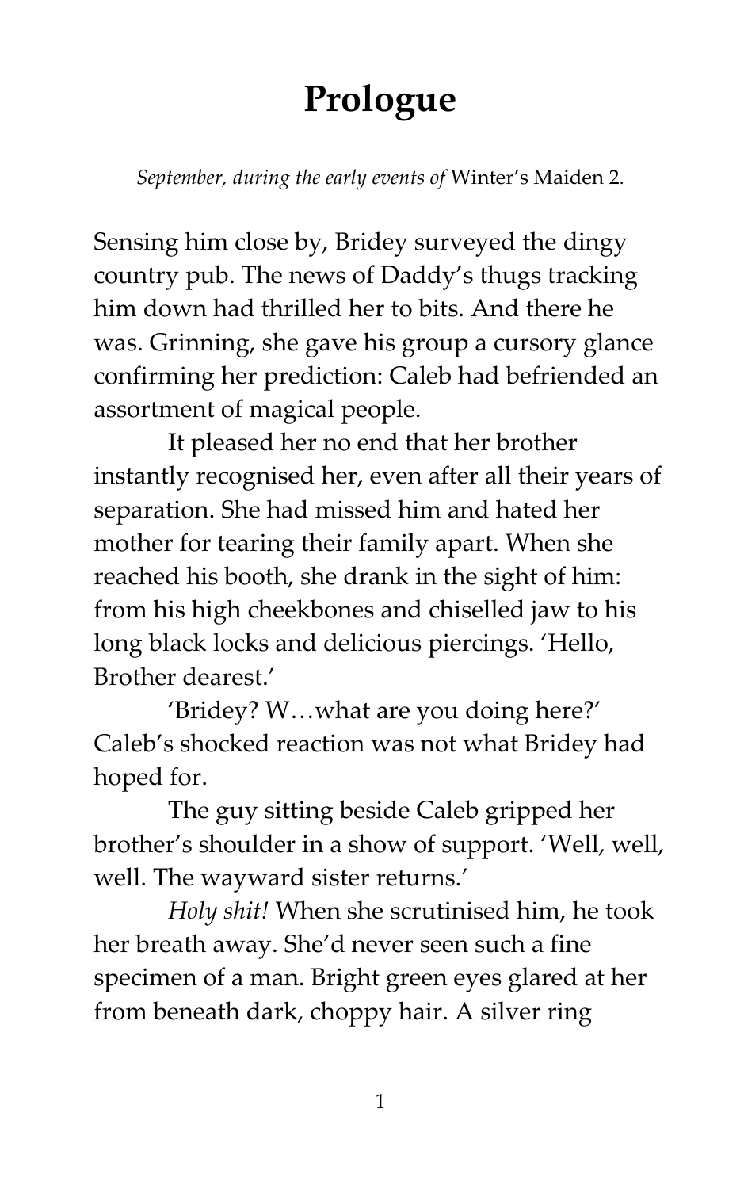# Prologue

*September, during the early events of* Winter's Maiden 2*.*

Sensing him close by, Bridey surveyed the dingy country pub. The news of Daddy's thugs tracking him down had thrilled her to bits. And there he was. Grinning, she gave his group a cursory glance confirming her prediction: Caleb had befriended an assortment of magical people.

It pleased her no end that her brother instantly recognised her, even after all their years of separation. She had missed him and hated her mother for tearing their family apart. When she reached his booth, she drank in the sight of him: from his high cheekbones and chiselled jaw to his long black locks and delicious piercings. 'Hello, Brother dearest.'

'Bridey? W…what are you doing here?' Caleb's shocked reaction was not what Bridey had hoped for.

The guy sitting beside Caleb gripped her brother's shoulder in a show of support. 'Well, well, well. The wayward sister returns.'

*Holy shit!* When she scrutinised him, he took her breath away. She'd never seen such a fine specimen of a man. Bright green eyes glared at her from beneath dark, choppy hair. A silver ring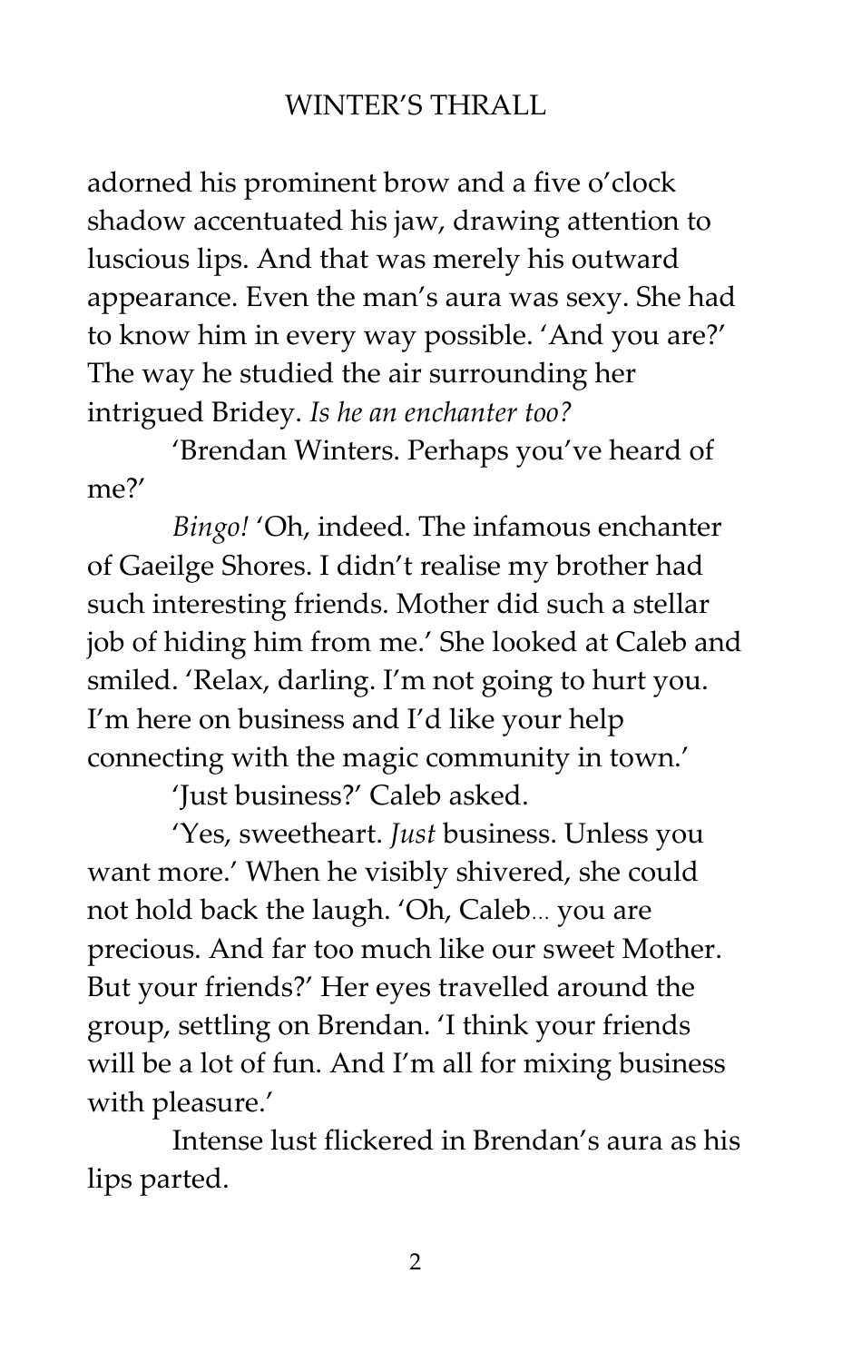adorned his prominent brow and a five o'clock shadow accentuated his jaw, drawing attention to luscious lips. And that was merely his outward appearance. Even the man's aura was sexy. She had to know him in every way possible. 'And you are?' The way he studied the air surrounding her intrigued Bridey. *Is he an enchanter too?*

'Brendan Winters. Perhaps you've heard of me?'

*Bingo!* 'Oh, indeed. The infamous enchanter of Gaeilge Shores. I didn't realise my brother had such interesting friends. Mother did such a stellar job of hiding him from me.' She looked at Caleb and smiled. 'Relax, darling. I'm not going to hurt you. I'm here on business and I'd like your help connecting with the magic community in town.'

'Just business?' Caleb asked.

'Yes, sweetheart. *Just* business. Unless you want more.' When he visibly shivered, she could not hold back the laugh. 'Oh, Caleb… you are precious. And far too much like our sweet Mother. But your friends?' Her eyes travelled around the group, settling on Brendan. 'I think your friends will be a lot of fun. And I'm all for mixing business with pleasure.'

Intense lust flickered in Brendan's aura as his lips parted.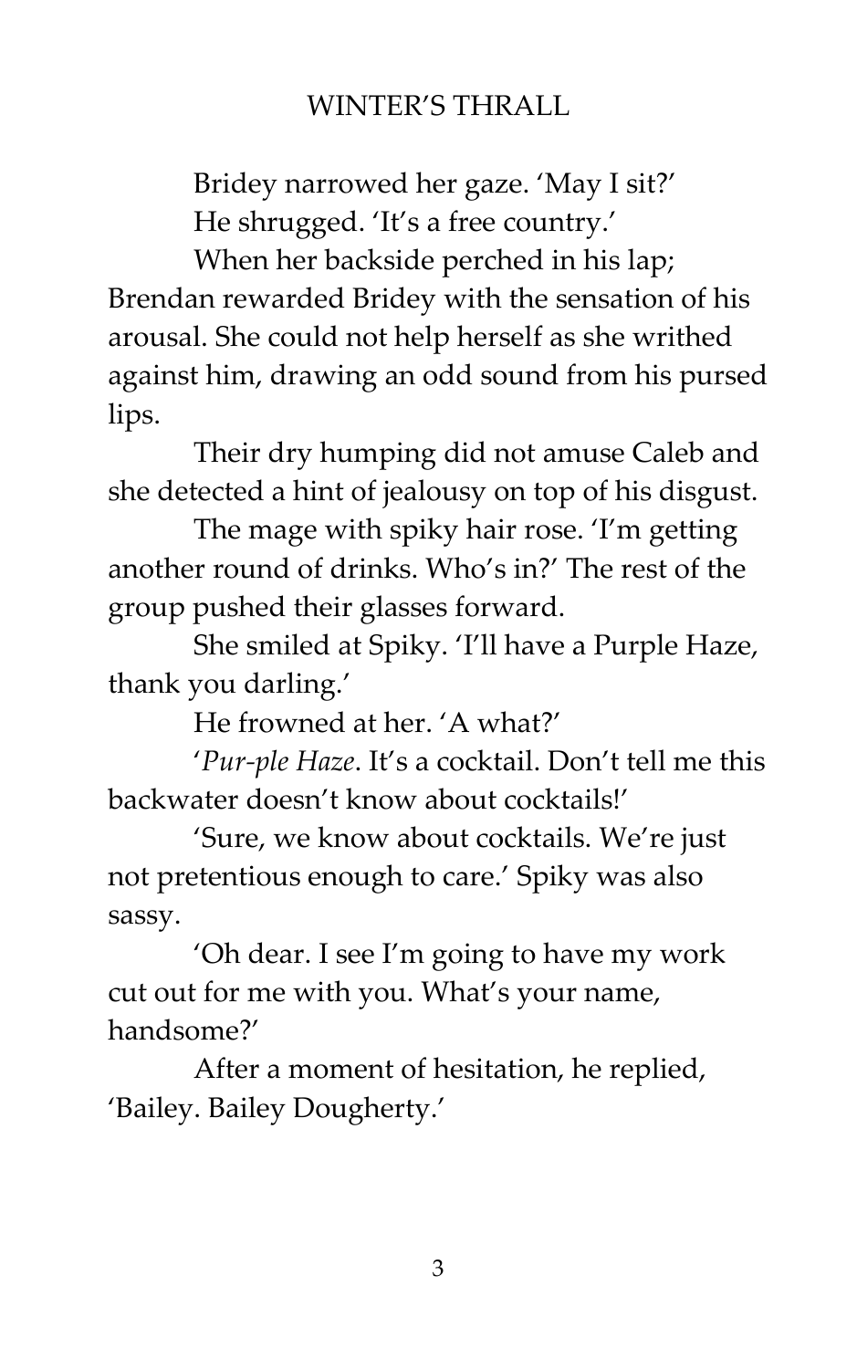Bridey narrowed her gaze. 'May I sit?'

He shrugged. 'It's a free country.'

When her backside perched in his lap; Brendan rewarded Bridey with the sensation of his arousal. She could not help herself as she writhed against him, drawing an odd sound from his pursed lips.

Their dry humping did not amuse Caleb and she detected a hint of jealousy on top of his disgust.

The mage with spiky hair rose. 'I'm getting another round of drinks. Who's in?' The rest of the group pushed their glasses forward.

She smiled at Spiky. 'I'll have a Purple Haze, thank you darling.'

He frowned at her. 'A what?'

'*Pur-ple Haze*. It's a cocktail. Don't tell me this backwater doesn't know about cocktails!'

'Sure, we know about cocktails. We're just not pretentious enough to care.' Spiky was also sassy.

'Oh dear. I see I'm going to have my work cut out for me with you. What's your name, handsome?'

After a moment of hesitation, he replied, 'Bailey. Bailey Dougherty.'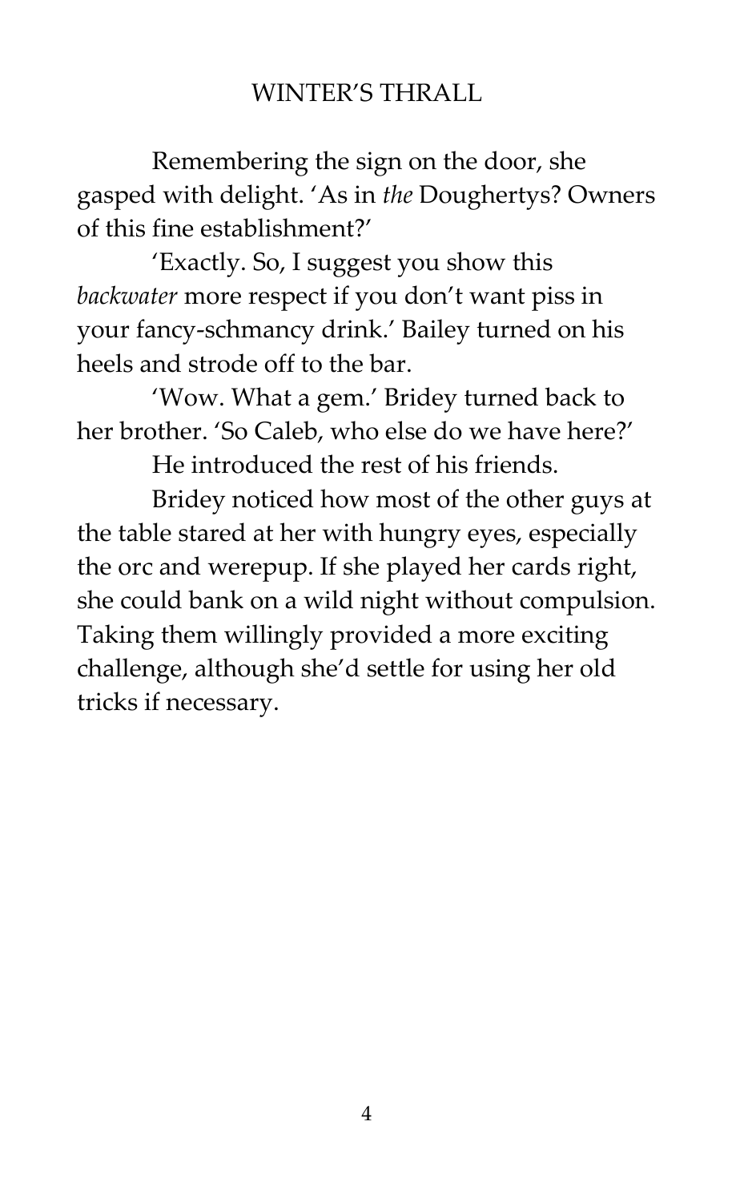Remembering the sign on the door, she gasped with delight. 'As in *the* Doughertys? Owners of this fine establishment?'

'Exactly. So, I suggest you show this *backwater* more respect if you don't want piss in your fancy-schmancy drink.' Bailey turned on his heels and strode off to the bar.

'Wow. What a gem.' Bridey turned back to her brother. 'So Caleb, who else do we have here?'

He introduced the rest of his friends.

Bridey noticed how most of the other guys at the table stared at her with hungry eyes, especially the orc and werepup. If she played her cards right, she could bank on a wild night without compulsion. Taking them willingly provided a more exciting challenge, although she'd settle for using her old tricks if necessary.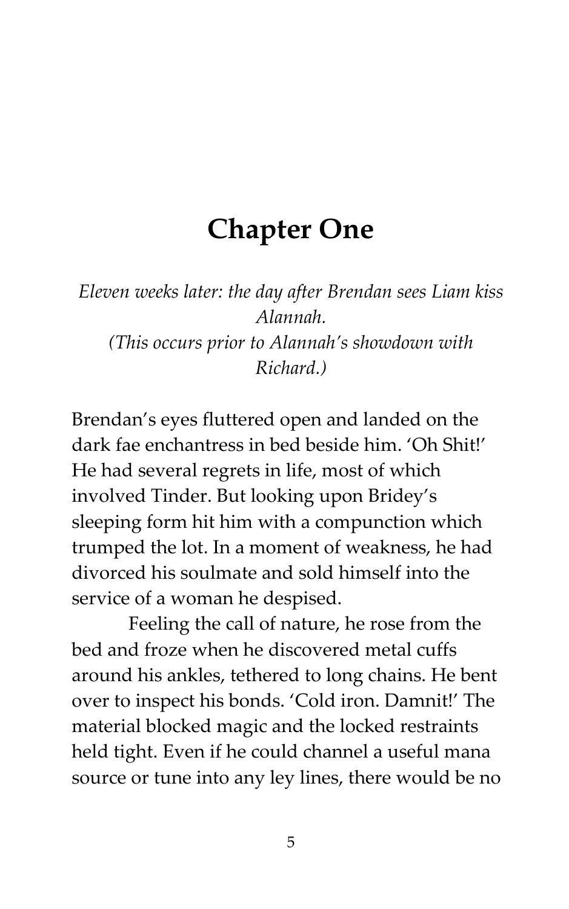# Chapter One

*Eleven weeks later: the day after Brendan sees Liam kiss Alannah.*
*(This occurs prior to Alannah's showdown with Richard.)*

Brendan's eyes fluttered open and landed on the dark fae enchantress in bed beside him. 'Oh Shit!' He had several regrets in life, most of which involved Tinder. But looking upon Bridey's sleeping form hit him with a compunction which trumped the lot. In a moment of weakness, he had divorced his soulmate and sold himself into the service of a woman he despised.

Feeling the call of nature, he rose from the bed and froze when he discovered metal cuffs around his ankles, tethered to long chains. He bent over to inspect his bonds. 'Cold iron. Damnit!' The material blocked magic and the locked restraints held tight. Even if he could channel a useful mana source or tune into any ley lines, there would be no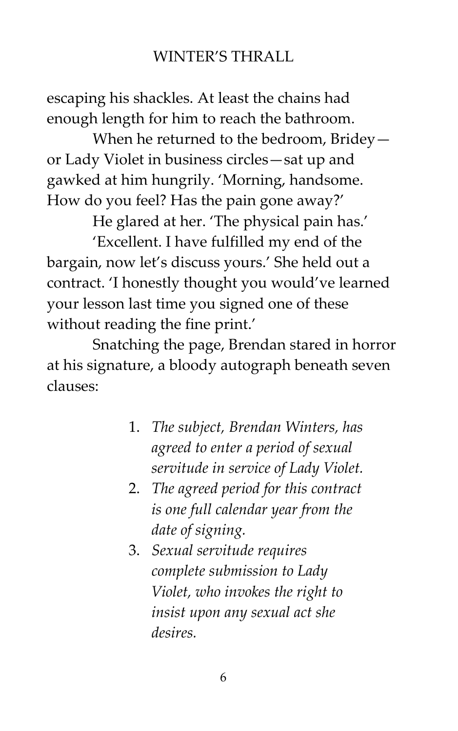escaping his shackles. At least the chains had enough length for him to reach the bathroom.

When he returned to the bedroom, Bridey—or Lady Violet in business circles—sat up and gawked at him hungrily. 'Morning, handsome. How do you feel? Has the pain gone away?'

He glared at her. 'The physical pain has.'

'Excellent. I have fulfilled my end of the bargain, now let's discuss yours.' She held out a contract. 'I honestly thought you would've learned your lesson last time you signed one of these without reading the fine print.'

Snatching the page, Brendan stared in horror at his signature, a bloody autograph beneath seven clauses:

1. *The subject, Brendan Winters, has agreed to enter a period of sexual servitude in service of Lady Violet.*
2. *The agreed period for this contract is one full calendar year from the date of signing.*
3. *Sexual servitude requires complete submission to Lady Violet, who invokes the right to insist upon any sexual act she desires.*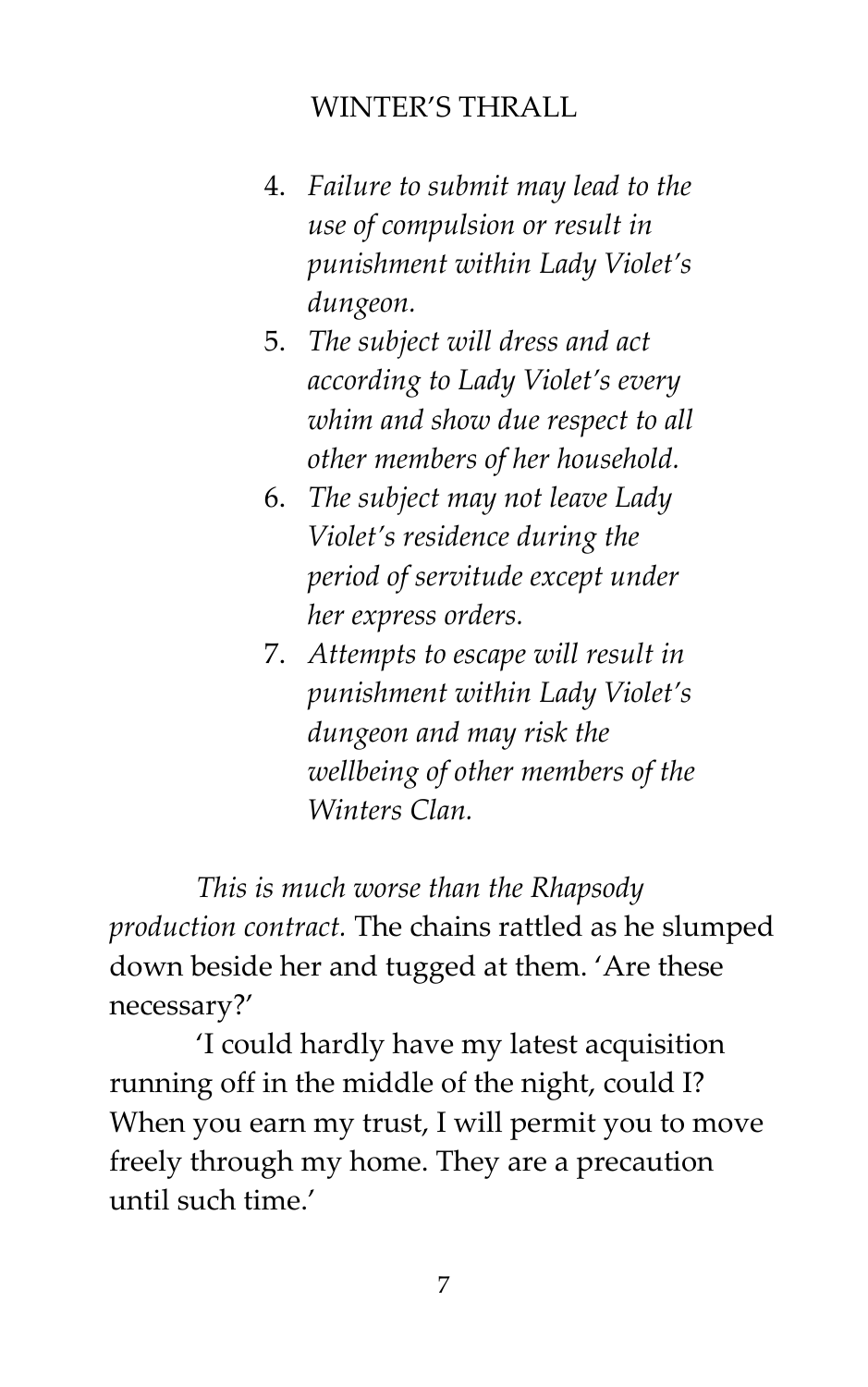4. *Failure to submit may lead to the use of compulsion or result in punishment within Lady Violet's dungeon.*
5. *The subject will dress and act according to Lady Violet's every whim and show due respect to all other members of her household.*
6. *The subject may not leave Lady Violet's residence during the period of servitude except under her express orders.*
7. *Attempts to escape will result in punishment within Lady Violet's dungeon and may risk the wellbeing of other members of the Winters Clan.*

*This is much worse than the Rhapsody production contract.* The chains rattled as he slumped down beside her and tugged at them. 'Are these necessary?'

'I could hardly have my latest acquisition running off in the middle of the night, could I? When you earn my trust, I will permit you to move freely through my home. They are a precaution until such time.'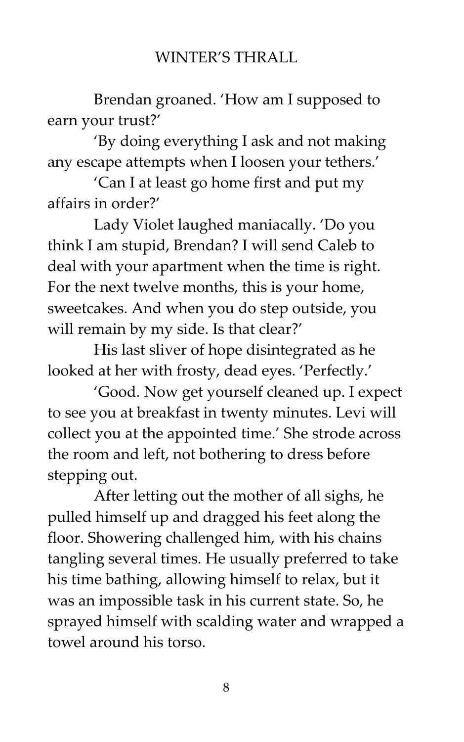Brendan groaned. 'How am I supposed to earn your trust?'

'By doing everything I ask and not making any escape attempts when I loosen your tethers.'

'Can I at least go home first and put my affairs in order?'

Lady Violet laughed maniacally. 'Do you think I am stupid, Brendan? I will send Caleb to deal with your apartment when the time is right. For the next twelve months, this is your home, sweetcakes. And when you do step outside, you will remain by my side. Is that clear?'

His last sliver of hope disintegrated as he looked at her with frosty, dead eyes. 'Perfectly.'

'Good. Now get yourself cleaned up. I expect to see you at breakfast in twenty minutes. Levi will collect you at the appointed time.' She strode across the room and left, not bothering to dress before stepping out.

After letting out the mother of all sighs, he pulled himself up and dragged his feet along the floor. Showering challenged him, with his chains tangling several times. He usually preferred to take his time bathing, allowing himself to relax, but it was an impossible task in his current state. So, he sprayed himself with scalding water and wrapped a towel around his torso.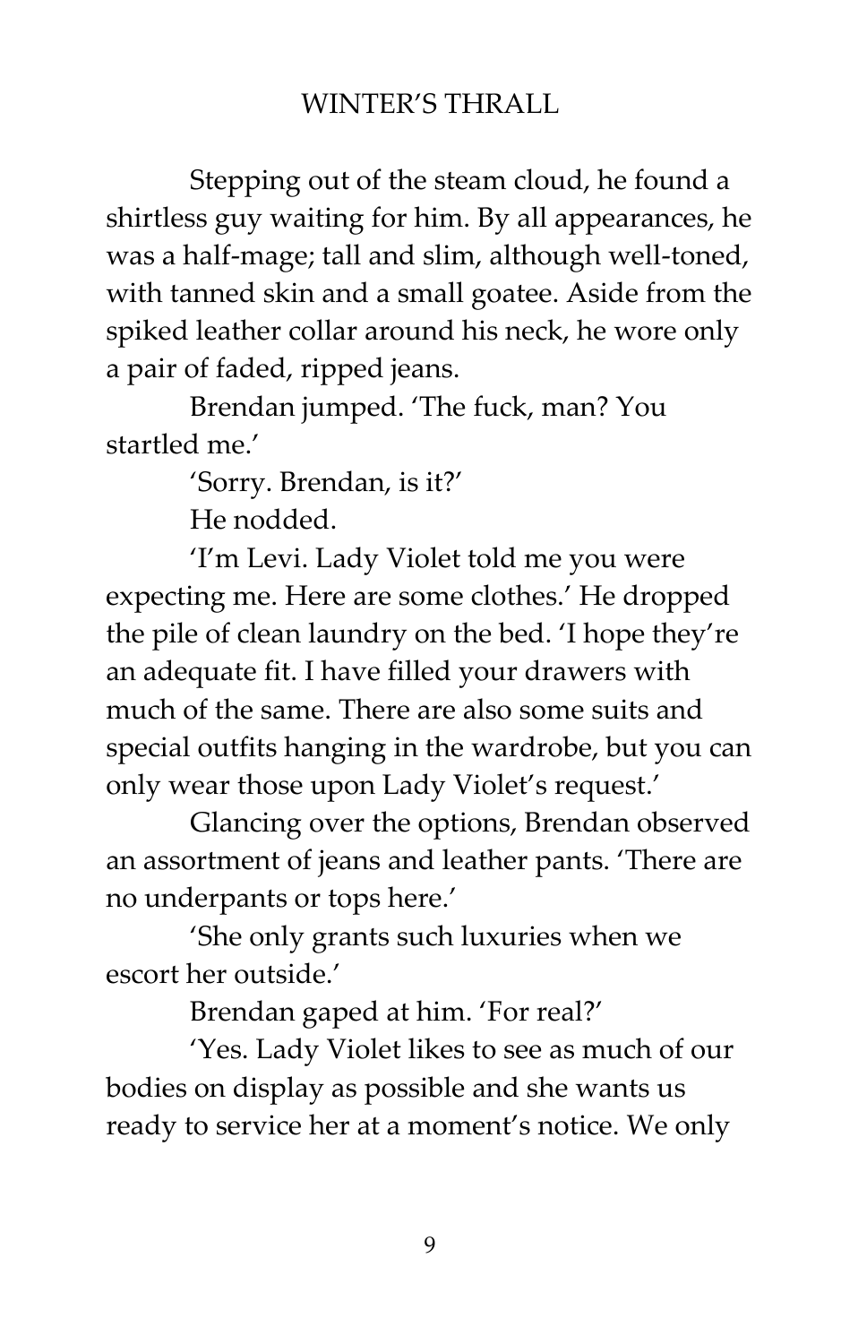Stepping out of the steam cloud, he found a shirtless guy waiting for him. By all appearances, he was a half-mage; tall and slim, although well-toned, with tanned skin and a small goatee. Aside from the spiked leather collar around his neck, he wore only a pair of faded, ripped jeans.

Brendan jumped. 'The fuck, man? You startled me.'

'Sorry. Brendan, is it?'

He nodded.

'I'm Levi. Lady Violet told me you were expecting me. Here are some clothes.' He dropped the pile of clean laundry on the bed. 'I hope they're an adequate fit. I have filled your drawers with much of the same. There are also some suits and special outfits hanging in the wardrobe, but you can only wear those upon Lady Violet's request.'

Glancing over the options, Brendan observed an assortment of jeans and leather pants. 'There are no underpants or tops here.'

'She only grants such luxuries when we escort her outside.'

Brendan gaped at him. 'For real?'

'Yes. Lady Violet likes to see as much of our bodies on display as possible and she wants us ready to service her at a moment's notice. We only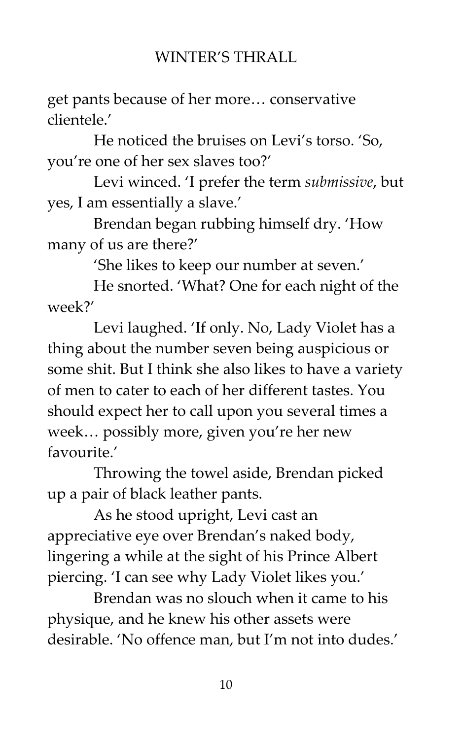get pants because of her more… conservative clientele.'

He noticed the bruises on Levi's torso. 'So, you're one of her sex slaves too?'

Levi winced. 'I prefer the term *submissive*, but yes, I am essentially a slave.'

Brendan began rubbing himself dry. 'How many of us are there?'

'She likes to keep our number at seven.'

He snorted. 'What? One for each night of the week?'

Levi laughed. 'If only. No, Lady Violet has a thing about the number seven being auspicious or some shit. But I think she also likes to have a variety of men to cater to each of her different tastes. You should expect her to call upon you several times a week… possibly more, given you're her new favourite.'

Throwing the towel aside, Brendan picked up a pair of black leather pants.

As he stood upright, Levi cast an appreciative eye over Brendan's naked body, lingering a while at the sight of his Prince Albert piercing. 'I can see why Lady Violet likes you.'

Brendan was no slouch when it came to his physique, and he knew his other assets were desirable. 'No offence man, but I'm not into dudes.'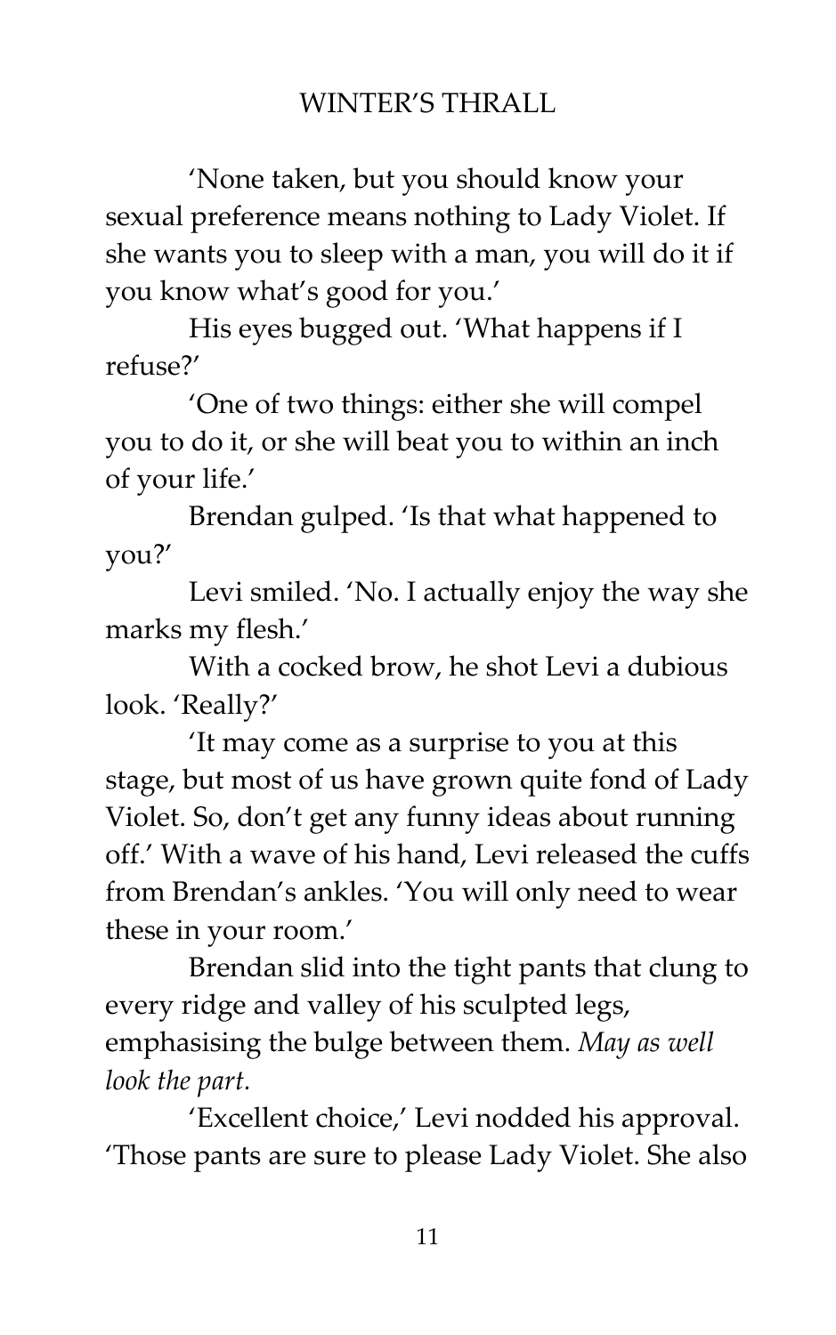'None taken, but you should know your sexual preference means nothing to Lady Violet. If she wants you to sleep with a man, you will do it if you know what's good for you.'

His eyes bugged out. 'What happens if I refuse?'

'One of two things: either she will compel you to do it, or she will beat you to within an inch of your life.'

Brendan gulped. 'Is that what happened to you?'

Levi smiled. 'No. I actually enjoy the way she marks my flesh.'

With a cocked brow, he shot Levi a dubious look. 'Really?'

'It may come as a surprise to you at this stage, but most of us have grown quite fond of Lady Violet. So, don't get any funny ideas about running off.' With a wave of his hand, Levi released the cuffs from Brendan's ankles. 'You will only need to wear these in your room.'

Brendan slid into the tight pants that clung to every ridge and valley of his sculpted legs, emphasising the bulge between them. *May as well look the part.*

'Excellent choice,' Levi nodded his approval. 'Those pants are sure to please Lady Violet. She also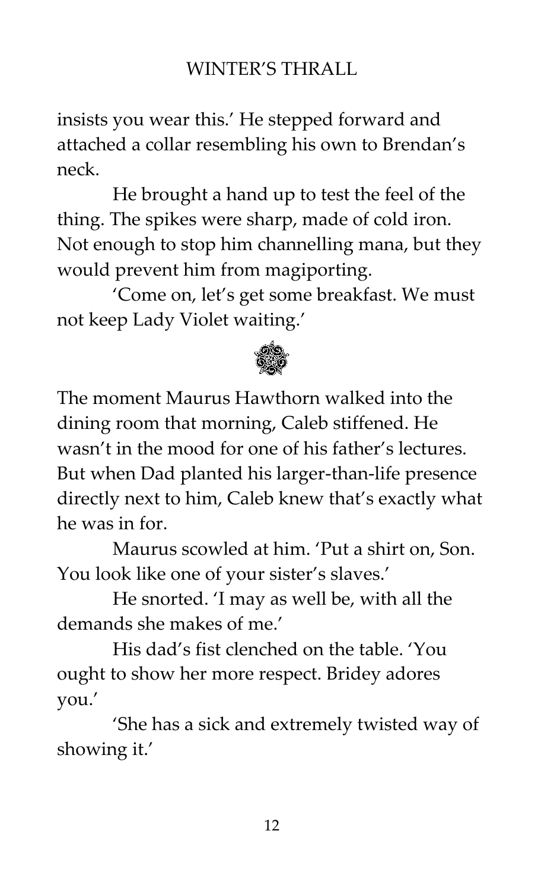insists you wear this.' He stepped forward and attached a collar resembling his own to Brendan's neck.

He brought a hand up to test the feel of the thing. The spikes were sharp, made of cold iron. Not enough to stop him channelling mana, but they would prevent him from magiporting.

'Come on, let's get some breakfast. We must not keep Lady Violet waiting.'

The moment Maurus Hawthorn walked into the dining room that morning, Caleb stiffened. He wasn't in the mood for one of his father's lectures. But when Dad planted his larger-than-life presence directly next to him, Caleb knew that's exactly what he was in for.

Maurus scowled at him. 'Put a shirt on, Son. You look like one of your sister's slaves.'

He snorted. 'I may as well be, with all the demands she makes of me.'

His dad's fist clenched on the table. 'You ought to show her more respect. Bridey adores you.'

'She has a sick and extremely twisted way of showing it.'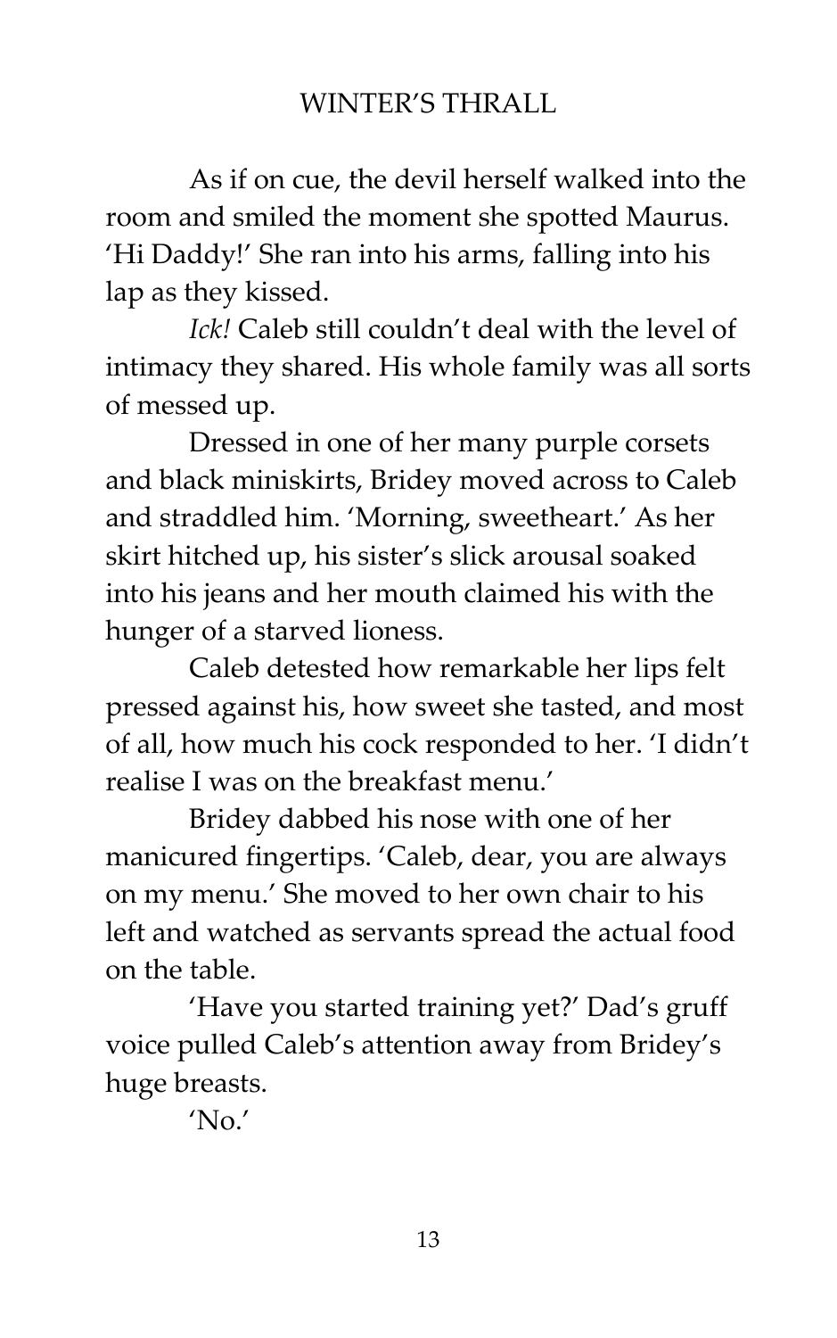As if on cue, the devil herself walked into the room and smiled the moment she spotted Maurus. 'Hi Daddy!' She ran into his arms, falling into his lap as they kissed.

*Ick!* Caleb still couldn't deal with the level of intimacy they shared. His whole family was all sorts of messed up.

Dressed in one of her many purple corsets and black miniskirts, Bridey moved across to Caleb and straddled him. 'Morning, sweetheart.' As her skirt hitched up, his sister's slick arousal soaked into his jeans and her mouth claimed his with the hunger of a starved lioness.

Caleb detested how remarkable her lips felt pressed against his, how sweet she tasted, and most of all, how much his cock responded to her. 'I didn't realise I was on the breakfast menu.'

Bridey dabbed his nose with one of her manicured fingertips. 'Caleb, dear, you are always on my menu.' She moved to her own chair to his left and watched as servants spread the actual food on the table.

'Have you started training yet?' Dad's gruff voice pulled Caleb's attention away from Bridey's huge breasts.

'No.'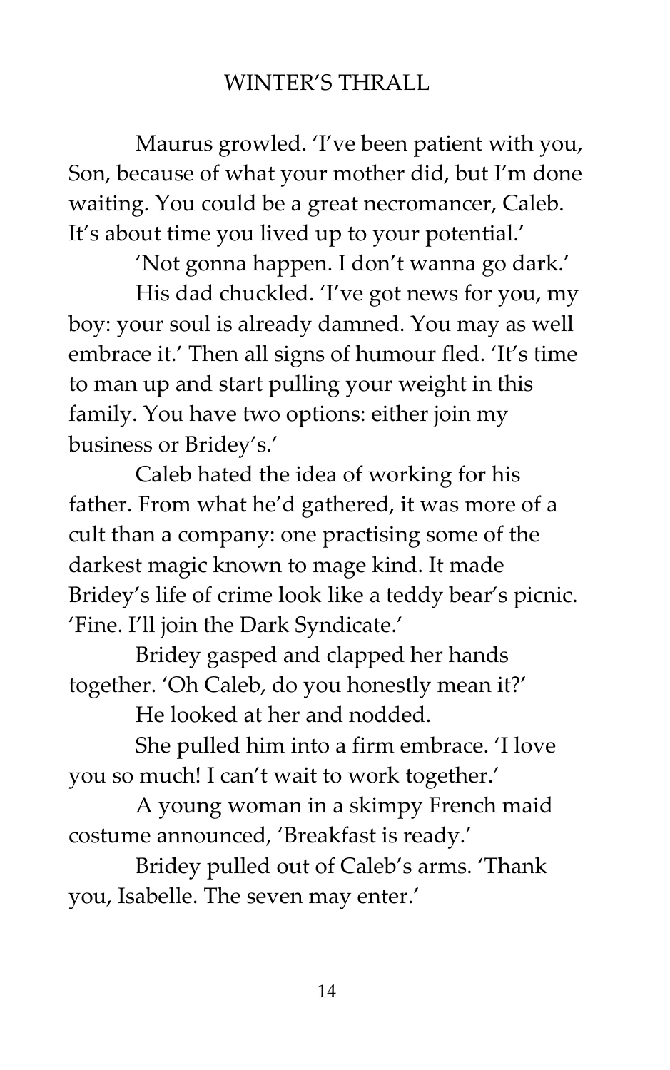Maurus growled. 'I've been patient with you, Son, because of what your mother did, but I'm done waiting. You could be a great necromancer, Caleb. It's about time you lived up to your potential.'

'Not gonna happen. I don't wanna go dark.'

His dad chuckled. 'I've got news for you, my boy: your soul is already damned. You may as well embrace it.' Then all signs of humour fled. 'It's time to man up and start pulling your weight in this family. You have two options: either join my business or Bridey's.'

Caleb hated the idea of working for his father. From what he'd gathered, it was more of a cult than a company: one practising some of the darkest magic known to mage kind. It made Bridey's life of crime look like a teddy bear's picnic. 'Fine. I'll join the Dark Syndicate.'

Bridey gasped and clapped her hands together. 'Oh Caleb, do you honestly mean it?'

He looked at her and nodded.

She pulled him into a firm embrace. 'I love you so much! I can't wait to work together.'

A young woman in a skimpy French maid costume announced, 'Breakfast is ready.'

Bridey pulled out of Caleb's arms. 'Thank you, Isabelle. The seven may enter.'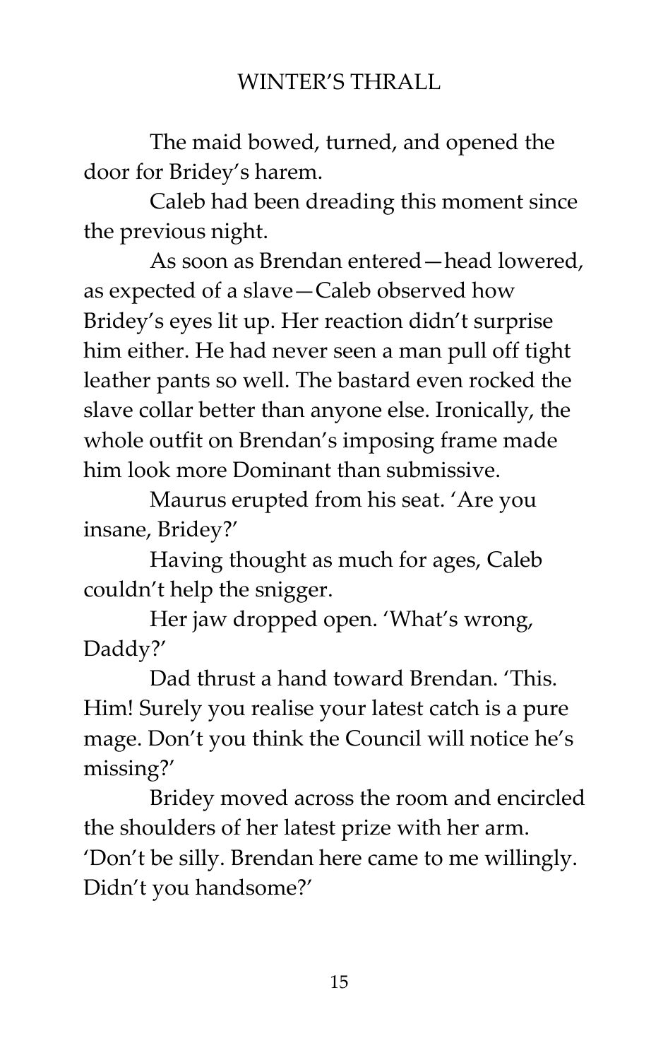The maid bowed, turned, and opened the door for Bridey's harem.

Caleb had been dreading this moment since the previous night.

As soon as Brendan entered—head lowered, as expected of a slave—Caleb observed how Bridey's eyes lit up. Her reaction didn't surprise him either. He had never seen a man pull off tight leather pants so well. The bastard even rocked the slave collar better than anyone else. Ironically, the whole outfit on Brendan's imposing frame made him look more Dominant than submissive.

Maurus erupted from his seat. 'Are you insane, Bridey?'

Having thought as much for ages, Caleb couldn't help the snigger.

Her jaw dropped open. 'What's wrong, Daddy?'

Dad thrust a hand toward Brendan. 'This. Him! Surely you realise your latest catch is a pure mage. Don't you think the Council will notice he's missing?'

Bridey moved across the room and encircled the shoulders of her latest prize with her arm. 'Don't be silly. Brendan here came to me willingly. Didn't you handsome?'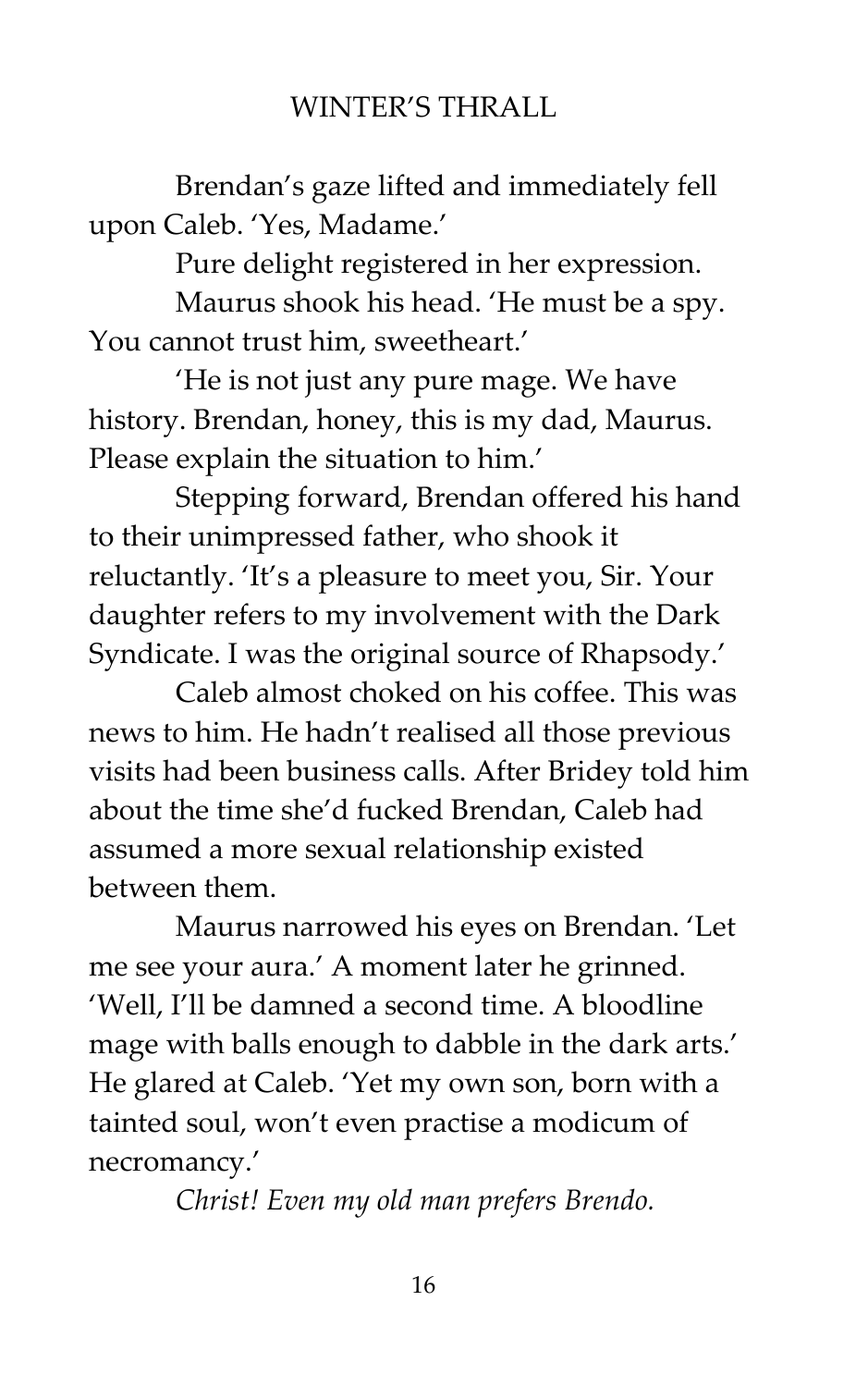Brendan's gaze lifted and immediately fell upon Caleb. 'Yes, Madame.'

Pure delight registered in her expression.

Maurus shook his head. 'He must be a spy. You cannot trust him, sweetheart.'

'He is not just any pure mage. We have history. Brendan, honey, this is my dad, Maurus. Please explain the situation to him.'

Stepping forward, Brendan offered his hand to their unimpressed father, who shook it reluctantly. 'It's a pleasure to meet you, Sir. Your daughter refers to my involvement with the Dark Syndicate. I was the original source of Rhapsody.'

Caleb almost choked on his coffee. This was news to him. He hadn't realised all those previous visits had been business calls. After Bridey told him about the time she'd fucked Brendan, Caleb had assumed a more sexual relationship existed between them.

Maurus narrowed his eyes on Brendan. 'Let me see your aura.' A moment later he grinned. 'Well, I'll be damned a second time. A bloodline mage with balls enough to dabble in the dark arts.' He glared at Caleb. 'Yet my own son, born with a tainted soul, won't even practise a modicum of necromancy.'

*Christ! Even my old man prefers Brendo.*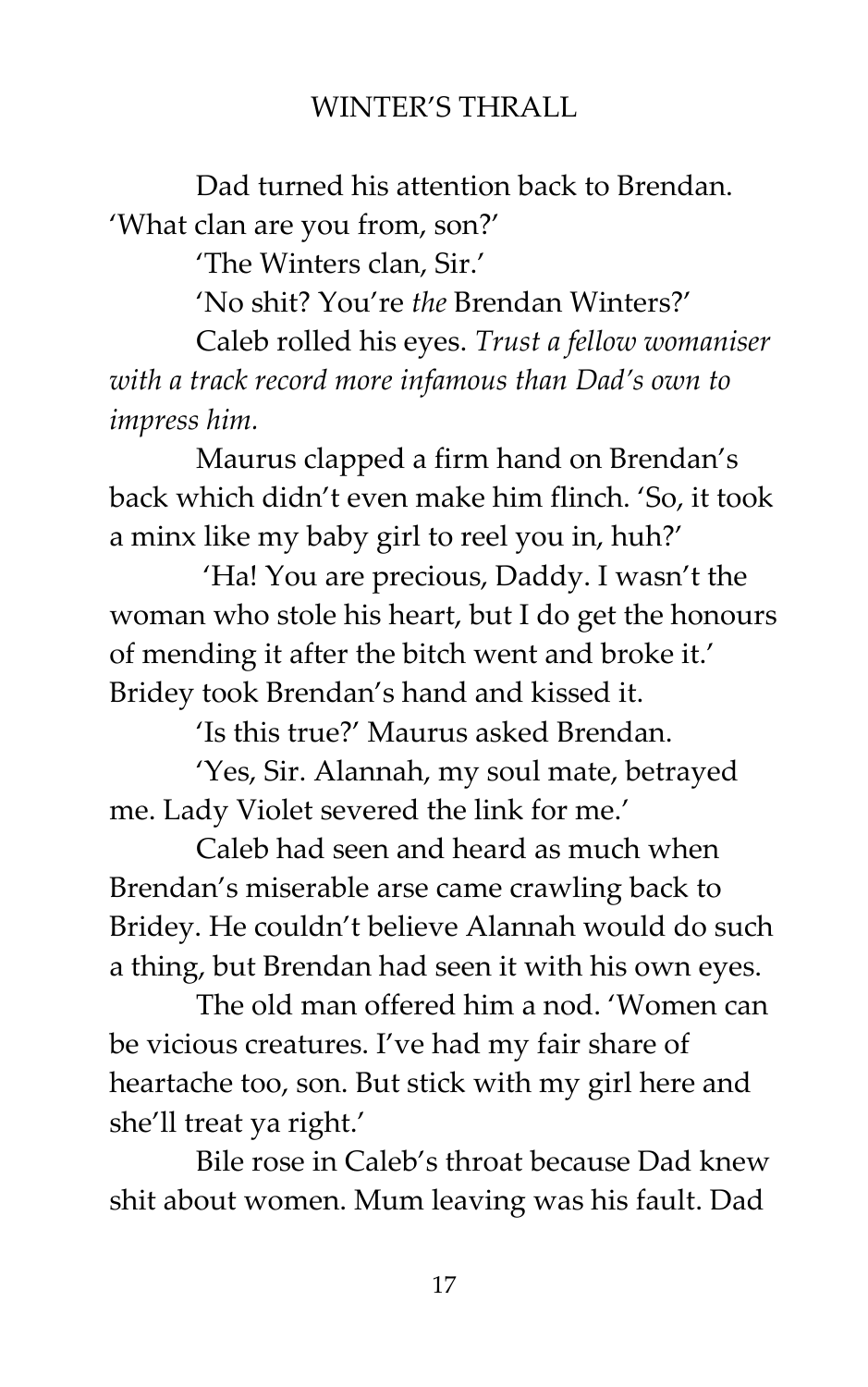Dad turned his attention back to Brendan. 'What clan are you from, son?'

'The Winters clan, Sir.'

'No shit? You're *the* Brendan Winters?'

Caleb rolled his eyes. *Trust a fellow womaniser with a track record more infamous than Dad's own to impress him.*

Maurus clapped a firm hand on Brendan's back which didn't even make him flinch. 'So, it took a minx like my baby girl to reel you in, huh?'

'Ha! You are precious, Daddy. I wasn't the woman who stole his heart, but I do get the honours of mending it after the bitch went and broke it.' Bridey took Brendan's hand and kissed it.

'Is this true?' Maurus asked Brendan.

'Yes, Sir. Alannah, my soul mate, betrayed me. Lady Violet severed the link for me.'

Caleb had seen and heard as much when Brendan's miserable arse came crawling back to Bridey. He couldn't believe Alannah would do such a thing, but Brendan had seen it with his own eyes.

The old man offered him a nod. 'Women can be vicious creatures. I've had my fair share of heartache too, son. But stick with my girl here and she'll treat ya right.'

Bile rose in Caleb's throat because Dad knew shit about women. Mum leaving was his fault. Dad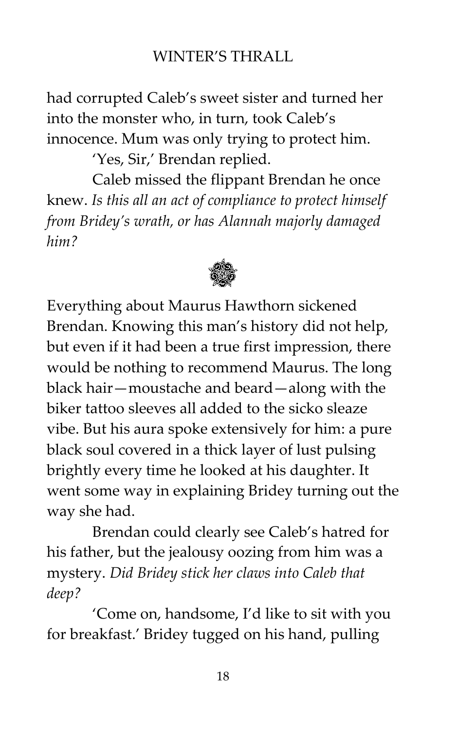had corrupted Caleb's sweet sister and turned her into the monster who, in turn, took Caleb's innocence. Mum was only trying to protect him.

'Yes, Sir,' Brendan replied.

Caleb missed the flippant Brendan he once knew. *Is this all an act of compliance to protect himself from Bridey's wrath, or has Alannah majorly damaged him?*

Everything about Maurus Hawthorn sickened Brendan. Knowing this man's history did not help, but even if it had been a true first impression, there would be nothing to recommend Maurus. The long black hair—moustache and beard—along with the biker tattoo sleeves all added to the sicko sleaze vibe. But his aura spoke extensively for him: a pure black soul covered in a thick layer of lust pulsing brightly every time he looked at his daughter. It went some way in explaining Bridey turning out the way she had.

Brendan could clearly see Caleb's hatred for his father, but the jealousy oozing from him was a mystery. *Did Bridey stick her claws into Caleb that deep?*

'Come on, handsome, I'd like to sit with you for breakfast.' Bridey tugged on his hand, pulling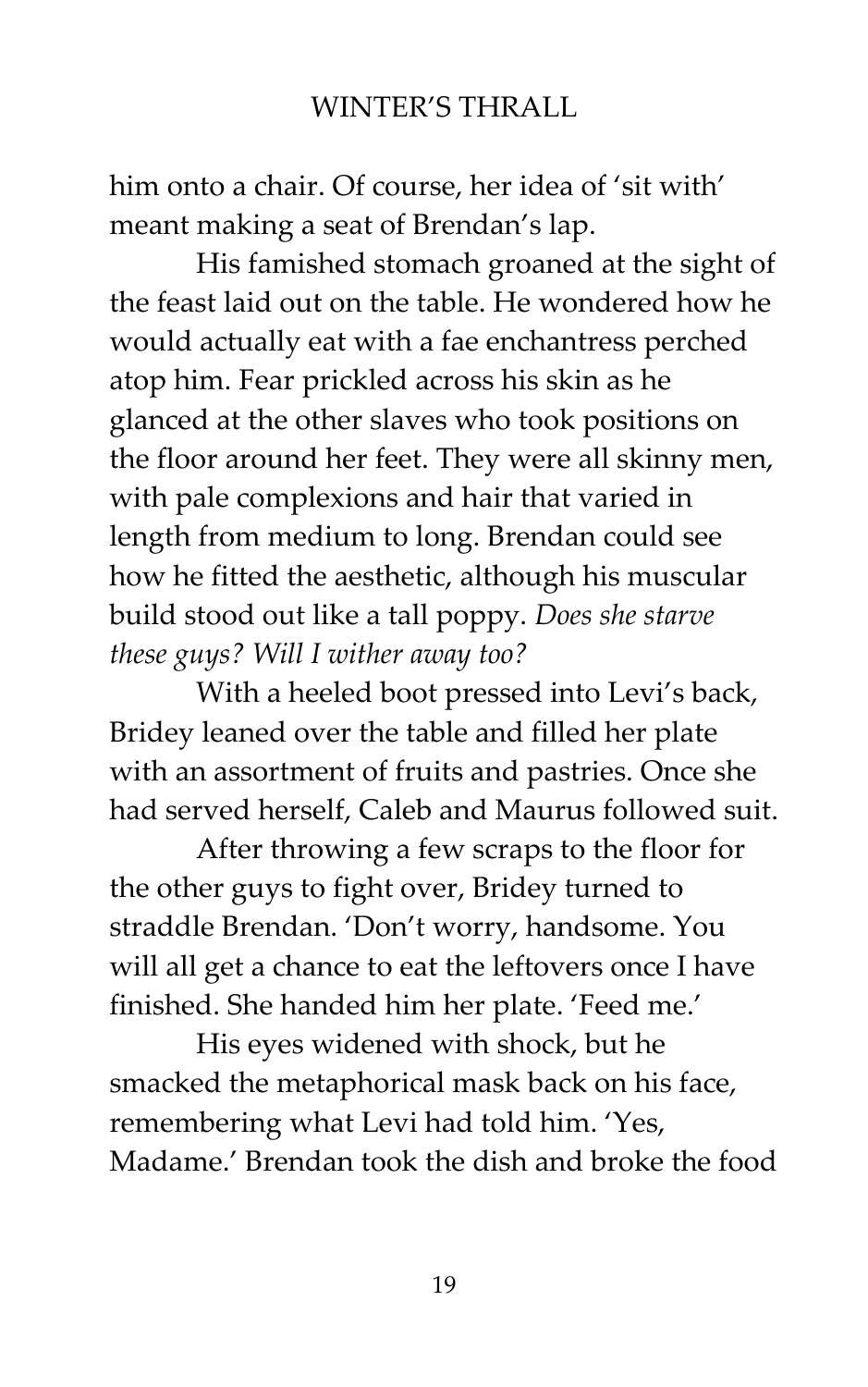him onto a chair. Of course, her idea of 'sit with' meant making a seat of Brendan's lap.

His famished stomach groaned at the sight of the feast laid out on the table. He wondered how he would actually eat with a fae enchantress perched atop him. Fear prickled across his skin as he glanced at the other slaves who took positions on the floor around her feet. They were all skinny men, with pale complexions and hair that varied in length from medium to long. Brendan could see how he fitted the aesthetic, although his muscular build stood out like a tall poppy. *Does she starve these guys? Will I wither away too?*

With a heeled boot pressed into Levi's back, Bridey leaned over the table and filled her plate with an assortment of fruits and pastries. Once she had served herself, Caleb and Maurus followed suit.

After throwing a few scraps to the floor for the other guys to fight over, Bridey turned to straddle Brendan. 'Don't worry, handsome. You will all get a chance to eat the leftovers once I have finished. She handed him her plate. 'Feed me.'

His eyes widened with shock, but he smacked the metaphorical mask back on his face, remembering what Levi had told him. 'Yes, Madame.' Brendan took the dish and broke the food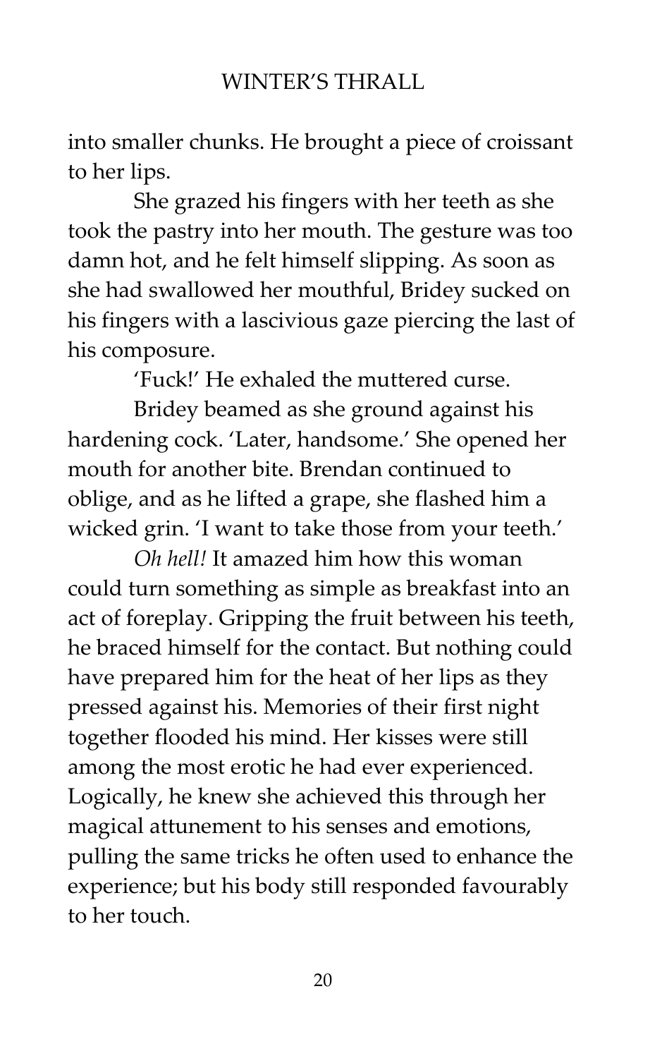into smaller chunks. He brought a piece of croissant to her lips.

She grazed his fingers with her teeth as she took the pastry into her mouth. The gesture was too damn hot, and he felt himself slipping. As soon as she had swallowed her mouthful, Bridey sucked on his fingers with a lascivious gaze piercing the last of his composure.

'Fuck!' He exhaled the muttered curse.

Bridey beamed as she ground against his hardening cock. 'Later, handsome.' She opened her mouth for another bite. Brendan continued to oblige, and as he lifted a grape, she flashed him a wicked grin. 'I want to take those from your teeth.'

*Oh hell!* It amazed him how this woman could turn something as simple as breakfast into an act of foreplay. Gripping the fruit between his teeth, he braced himself for the contact. But nothing could have prepared him for the heat of her lips as they pressed against his. Memories of their first night together flooded his mind. Her kisses were still among the most erotic he had ever experienced. Logically, he knew she achieved this through her magical attunement to his senses and emotions, pulling the same tricks he often used to enhance the experience; but his body still responded favourably to her touch.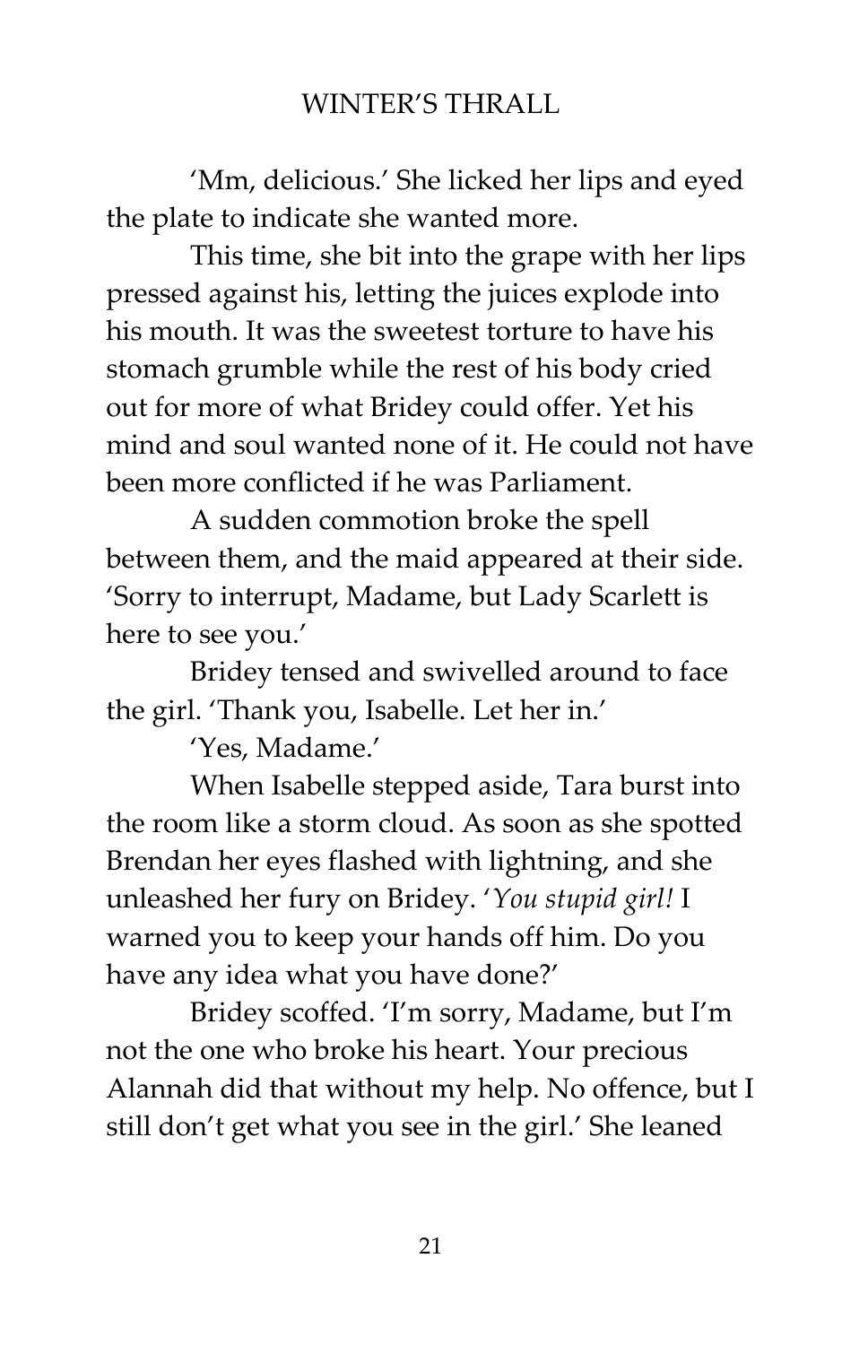'Mm, delicious.' She licked her lips and eyed the plate to indicate she wanted more.

This time, she bit into the grape with her lips pressed against his, letting the juices explode into his mouth. It was the sweetest torture to have his stomach grumble while the rest of his body cried out for more of what Bridey could offer. Yet his mind and soul wanted none of it. He could not have been more conflicted if he was Parliament.

A sudden commotion broke the spell between them, and the maid appeared at their side. 'Sorry to interrupt, Madame, but Lady Scarlett is here to see you.'

Bridey tensed and swivelled around to face the girl. 'Thank you, Isabelle. Let her in.'

'Yes, Madame.'

When Isabelle stepped aside, Tara burst into the room like a storm cloud. As soon as she spotted Brendan her eyes flashed with lightning, and she unleashed her fury on Bridey. '*You stupid girl!* I warned you to keep your hands off him. Do you have any idea what you have done?'

Bridey scoffed. 'I'm sorry, Madame, but I'm not the one who broke his heart. Your precious Alannah did that without my help. No offence, but I still don't get what you see in the girl.' She leaned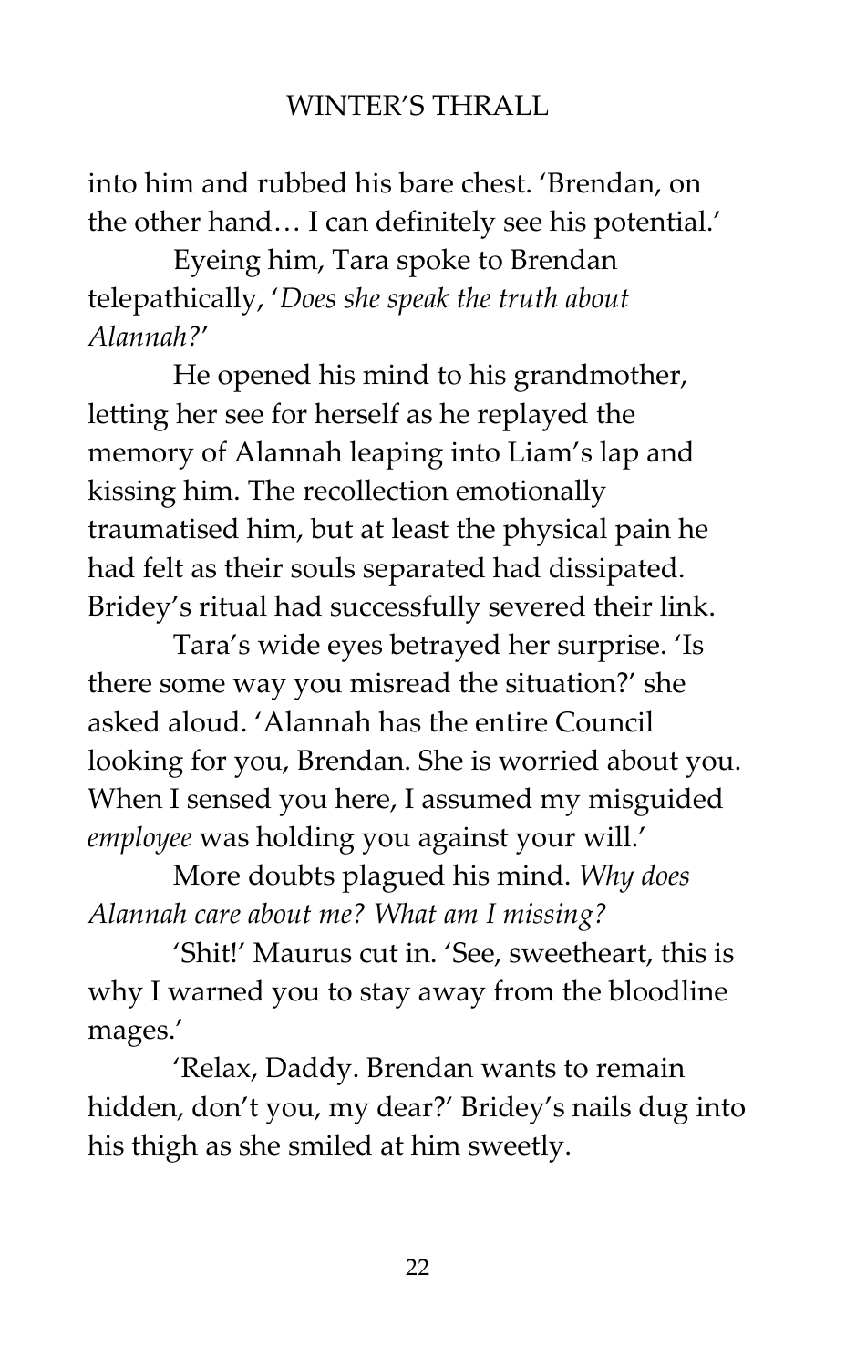into him and rubbed his bare chest. 'Brendan, on the other hand… I can definitely see his potential.'

Eyeing him, Tara spoke to Brendan telepathically, '*Does she speak the truth about Alannah?*'

He opened his mind to his grandmother, letting her see for herself as he replayed the memory of Alannah leaping into Liam's lap and kissing him. The recollection emotionally traumatised him, but at least the physical pain he had felt as their souls separated had dissipated. Bridey's ritual had successfully severed their link.

Tara's wide eyes betrayed her surprise. 'Is there some way you misread the situation?' she asked aloud. 'Alannah has the entire Council looking for you, Brendan. She is worried about you. When I sensed you here, I assumed my misguided *employee* was holding you against your will.'

More doubts plagued his mind. *Why does Alannah care about me? What am I missing?*

'Shit!' Maurus cut in. 'See, sweetheart, this is why I warned you to stay away from the bloodline mages.'

'Relax, Daddy. Brendan wants to remain hidden, don't you, my dear?' Bridey's nails dug into his thigh as she smiled at him sweetly.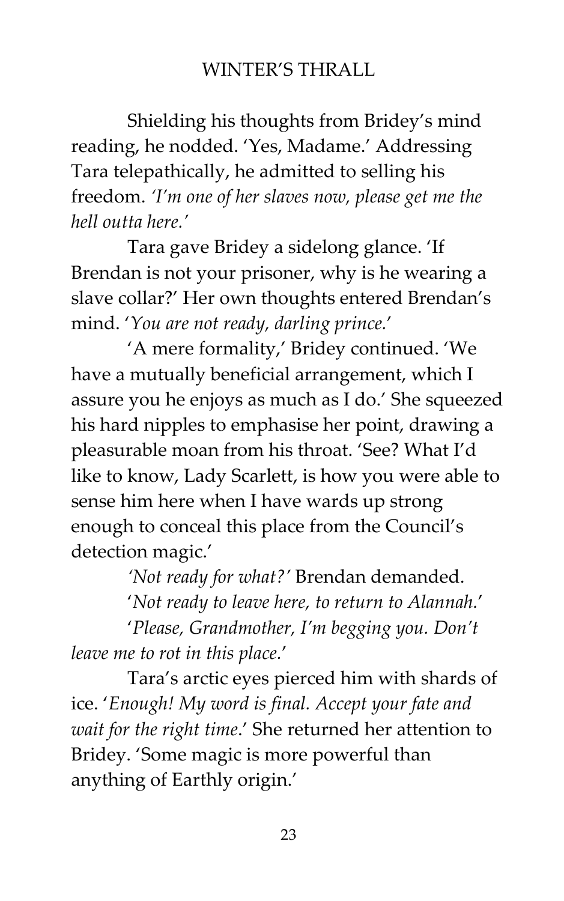Shielding his thoughts from Bridey's mind reading, he nodded. 'Yes, Madame.' Addressing Tara telepathically, he admitted to selling his freedom. *'I'm one of her slaves now, please get me the hell outta here.'*

Tara gave Bridey a sidelong glance. 'If Brendan is not your prisoner, why is he wearing a slave collar?' Her own thoughts entered Brendan's mind. '*You are not ready, darling prince.*'

'A mere formality,' Bridey continued. 'We have a mutually beneficial arrangement, which I assure you he enjoys as much as I do.' She squeezed his hard nipples to emphasise her point, drawing a pleasurable moan from his throat. 'See? What I'd like to know, Lady Scarlett, is how you were able to sense him here when I have wards up strong enough to conceal this place from the Council's detection magic.'

*'Not ready for what?'* Brendan demanded.

'*Not ready to leave here, to return to Alannah.*'

'*Please, Grandmother, I'm begging you. Don't leave me to rot in this place.*'

Tara's arctic eyes pierced him with shards of ice. '*Enough! My word is final. Accept your fate and wait for the right time.*' She returned her attention to Bridey. 'Some magic is more powerful than anything of Earthly origin.'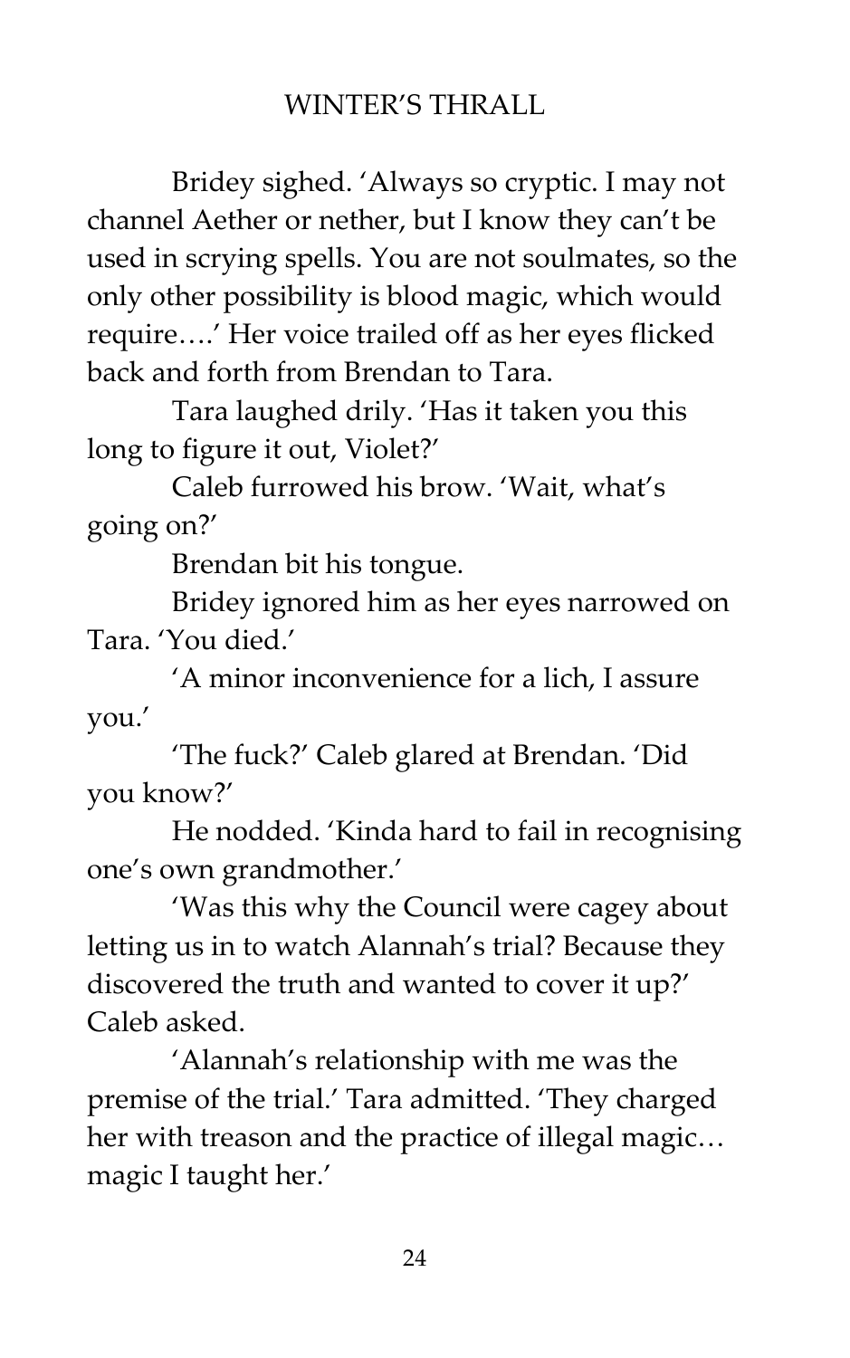Bridey sighed. 'Always so cryptic. I may not channel Aether or nether, but I know they can't be used in scrying spells. You are not soulmates, so the only other possibility is blood magic, which would require….' Her voice trailed off as her eyes flicked back and forth from Brendan to Tara.

Tara laughed drily. 'Has it taken you this long to figure it out, Violet?'

Caleb furrowed his brow. 'Wait, what's going on?'

Brendan bit his tongue.

Bridey ignored him as her eyes narrowed on Tara. 'You died.'

'A minor inconvenience for a lich, I assure you.'

'The fuck?' Caleb glared at Brendan. 'Did you know?'

He nodded. 'Kinda hard to fail in recognising one's own grandmother.'

'Was this why the Council were cagey about letting us in to watch Alannah's trial? Because they discovered the truth and wanted to cover it up?' Caleb asked.

'Alannah's relationship with me was the premise of the trial.' Tara admitted. 'They charged her with treason and the practice of illegal magic… magic I taught her.'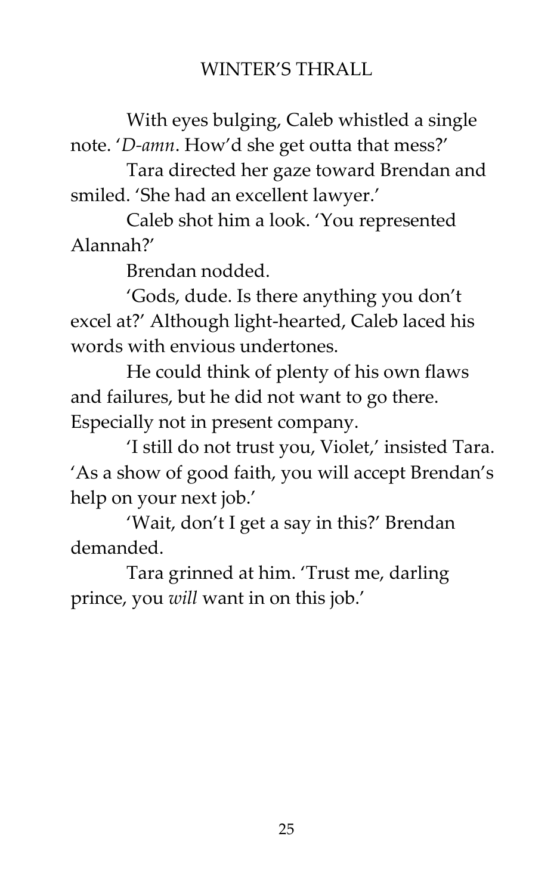With eyes bulging, Caleb whistled a single note. '*D-amn*. How'd she get outta that mess?'

Tara directed her gaze toward Brendan and smiled. 'She had an excellent lawyer.'

Caleb shot him a look. 'You represented Alannah?'

Brendan nodded.

'Gods, dude. Is there anything you don't excel at?' Although light-hearted, Caleb laced his words with envious undertones.

He could think of plenty of his own flaws and failures, but he did not want to go there. Especially not in present company.

'I still do not trust you, Violet,' insisted Tara. 'As a show of good faith, you will accept Brendan's help on your next job.'

'Wait, don't I get a say in this?' Brendan demanded.

Tara grinned at him. 'Trust me, darling prince, you *will* want in on this job.'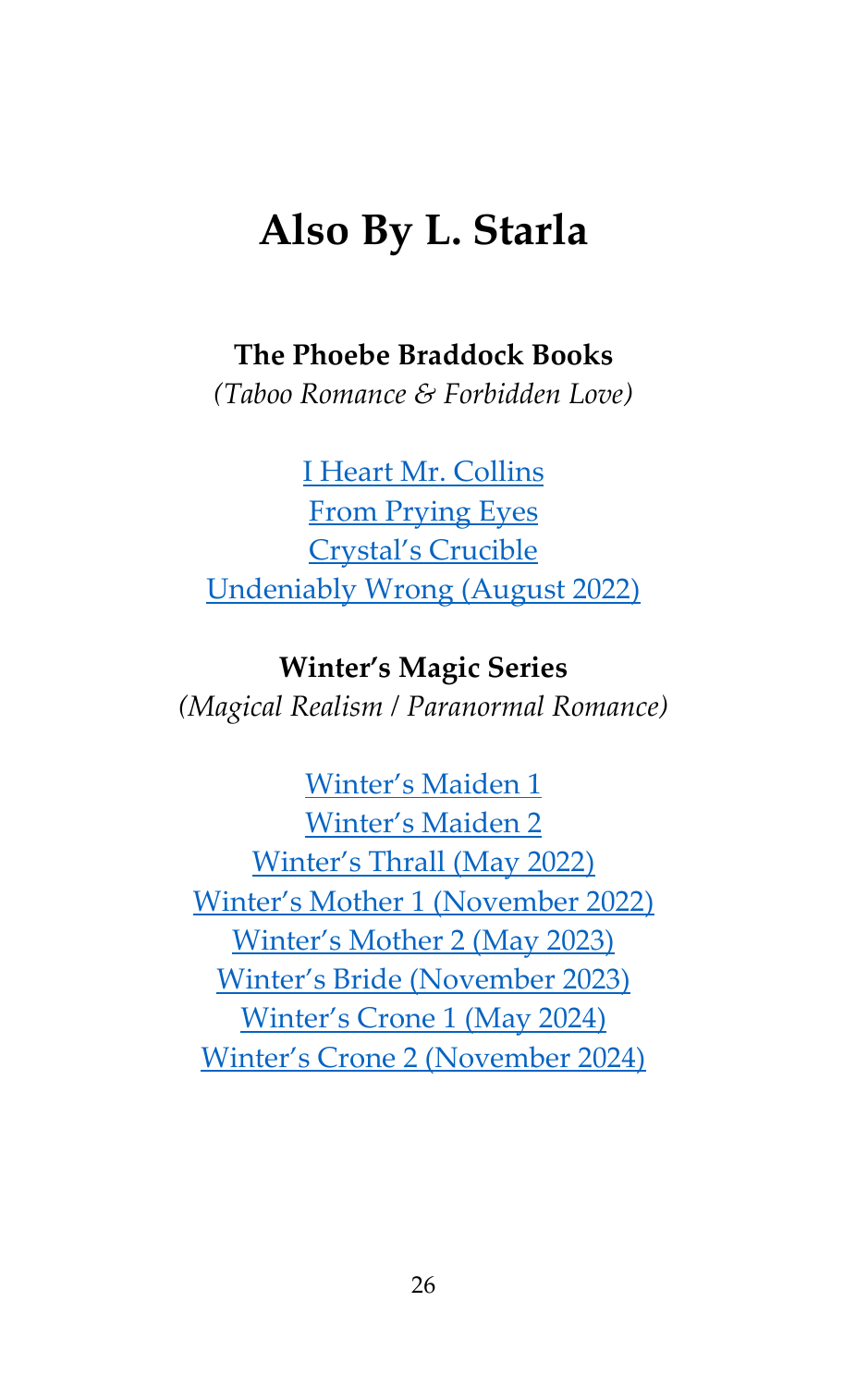# Also By L. Starla

**The Phoebe Braddock Books**

*(Taboo Romance & Forbidden Love)*

I Heart Mr. Collins
From Prying Eyes
Crystal's Crucible
Undeniably Wrong (August 2022)

**Winter's Magic Series**

*(Magical Realism / Paranormal Romance)*

Winter's Maiden 1
Winter's Maiden 2
Winter's Thrall (May 2022)
Winter's Mother 1 (November 2022)
Winter's Mother 2 (May 2023)
Winter's Bride (November 2023)
Winter's Crone 1 (May 2024)
Winter's Crone 2 (November 2024)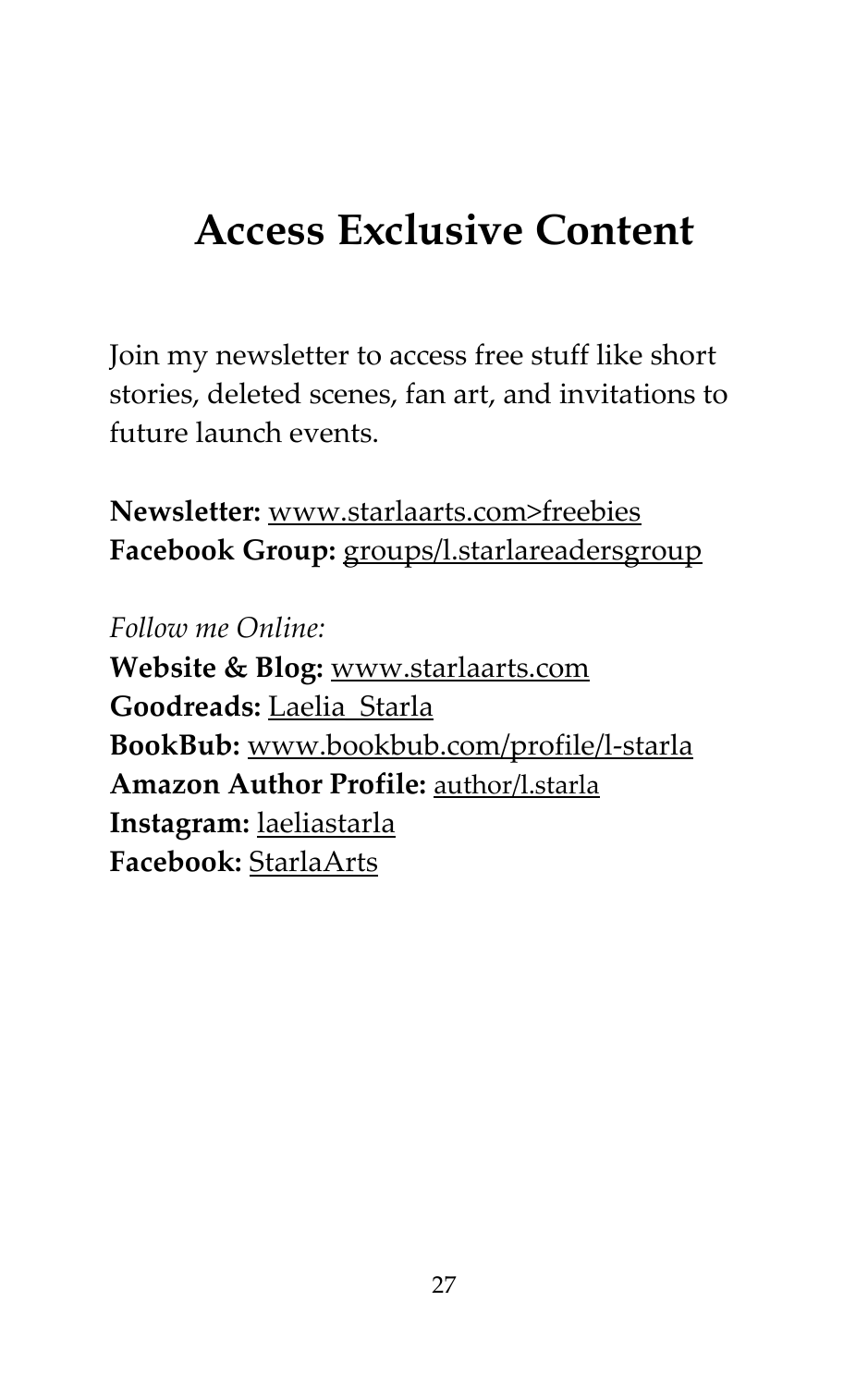# Access Exclusive Content

Join my newsletter to access free stuff like short stories, deleted scenes, fan art, and invitations to future launch events.

**Newsletter:** www.starlaarts.com>freebies
**Facebook Group:** groups/l.starlareadersgroup

*Follow me Online:*
**Website & Blog:** www.starlaarts.com
**Goodreads:** Laelia_Starla
**BookBub:** www.bookbub.com/profile/l-starla
**Amazon Author Profile:** author/l.starla
**Instagram:** laeliastarla
**Facebook:** StarlaArts